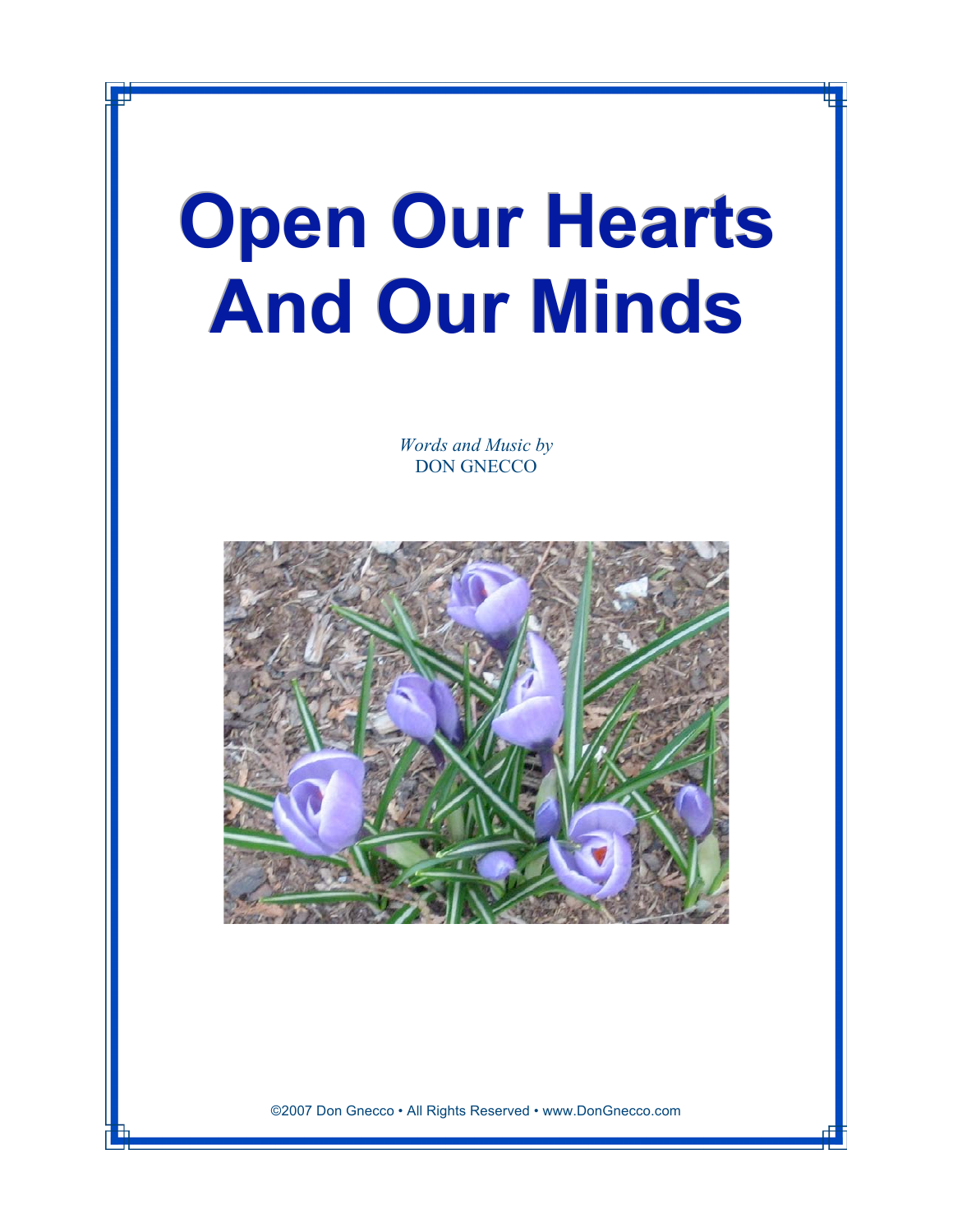# Open Our Hearts And Our Minds

*Words and Music by*
DON GNECCO

©2007 Don Gnecco • All Rights Reserved • www.DonGnecco.com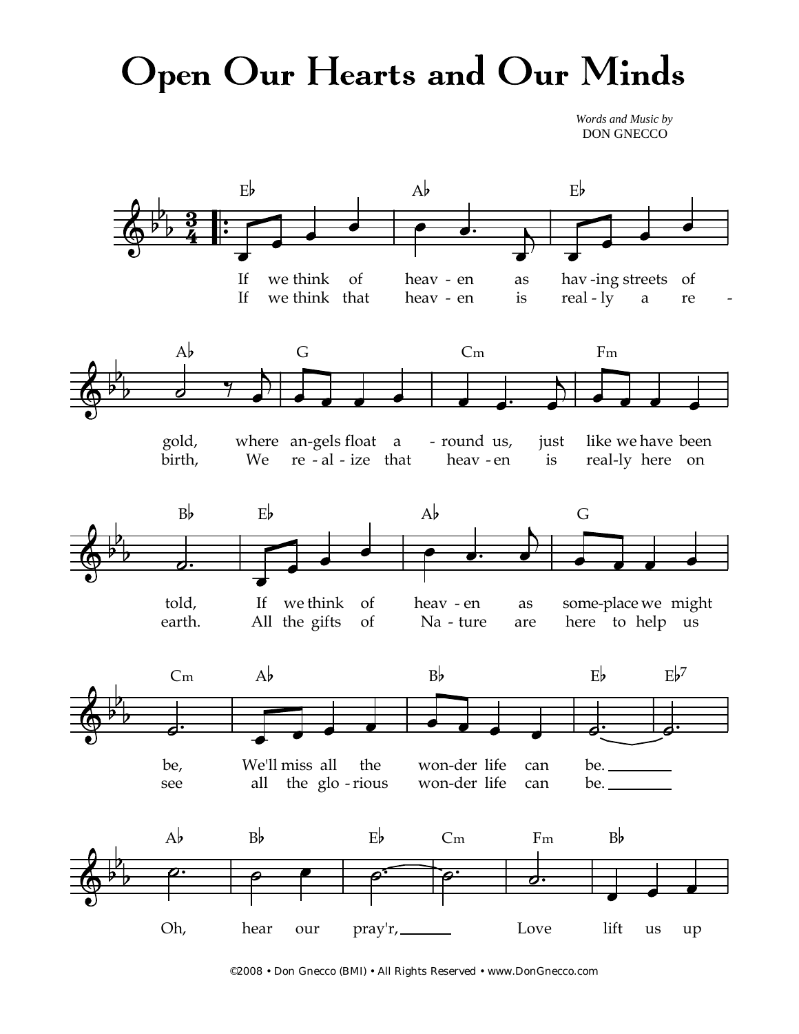# Open Our Hearts and Our Minds

*Words and Music by*
DON GNECCO

E♭ A♭ E♭ A♭ G Cm Fm

If we think of heav - en as hav -ing streets of gold, where an-gels float a - round us, just like we have been
If we think that heav - en is real - ly a re - birth, We re - al - ize that heav - en is real-ly here on

B♭ E♭ A♭ G

told, If we think of heav - en as some-place we might
earth. All the gifts of Na - ture are here to help us

Cm A♭ B♭ E♭ E♭7

be, We'll miss all the won-der life can be.
see all the glo - rious won-der life can be.

A♭ B♭ E♭ Cm Fm B♭

Oh, hear our pray'r, Love lift us up

©2008 • Don Gnecco (BMI) • All Rights Reserved • www.DonGnecco.com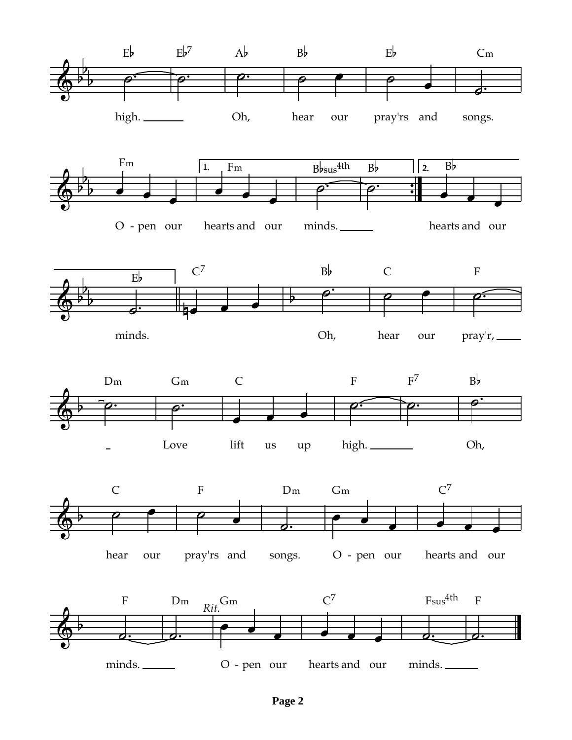E♭ E♭7 A♭ B♭ E♭ Cm

high. ___ Oh, hear our pray'rs and songs.

Fm 1. Fm B♭sus4th B♭ 2. B♭

O - pen our hearts and our minds. ___ hearts and our

E♭ C7 B♭ C F

minds. Oh, hear our pray'r, ___

Dm Gm C F F7 B♭

_ Love lift us up high. ___ Oh,

C F Dm Gm C7

hear our pray'rs and songs. O - pen our hearts and our

F Dm *Rit.* Gm C7 Fsus4th F

minds. ___ O - pen our hearts and our minds. ___